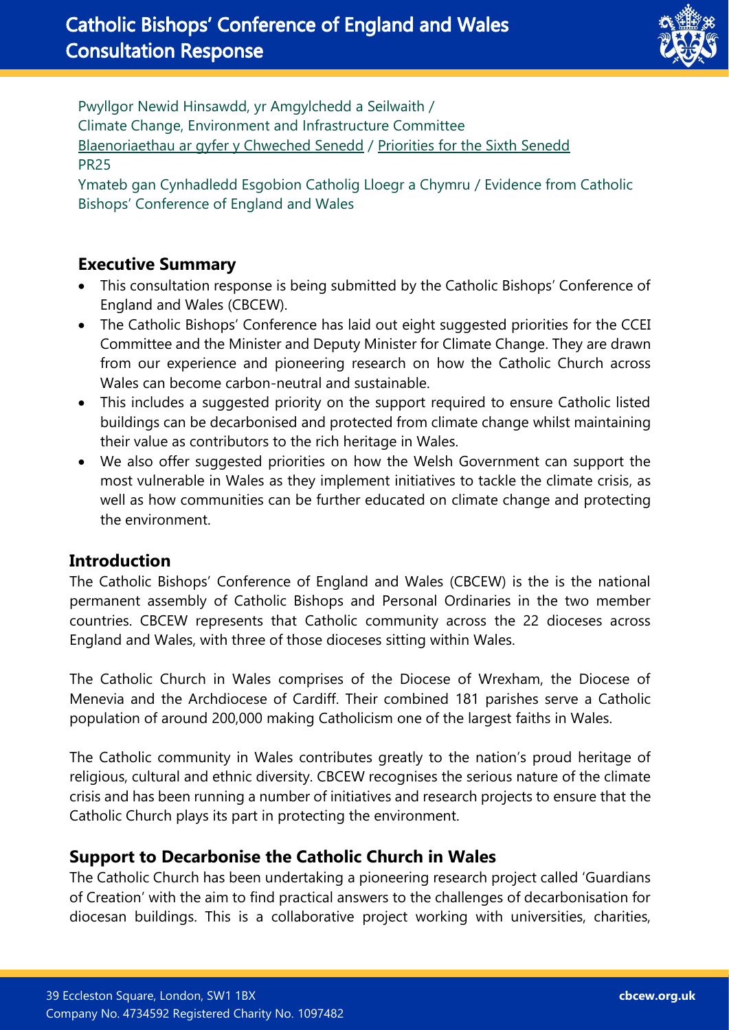# Catholic Bishops' Conference of England and Wales Consultation Response

Pwyllgor Newid Hinsawdd, yr Amgylchedd a Seilwaith /
Climate Change, Environment and Infrastructure Committee
Blaenoriaethau ar gyfer y Chweched Senedd / Priorities for the Sixth Senedd
PR25
Ymateb gan Cynhadledd Esgobion Catholig Lloegr a Chymru / Evidence from Catholic Bishops' Conference of England and Wales

## Executive Summary

- This consultation response is being submitted by the Catholic Bishops' Conference of England and Wales (CBCEW).
- The Catholic Bishops' Conference has laid out eight suggested priorities for the CCEI Committee and the Minister and Deputy Minister for Climate Change. They are drawn from our experience and pioneering research on how the Catholic Church across Wales can become carbon-neutral and sustainable.
- This includes a suggested priority on the support required to ensure Catholic listed buildings can be decarbonised and protected from climate change whilst maintaining their value as contributors to the rich heritage in Wales.
- We also offer suggested priorities on how the Welsh Government can support the most vulnerable in Wales as they implement initiatives to tackle the climate crisis, as well as how communities can be further educated on climate change and protecting the environment.

## Introduction

The Catholic Bishops' Conference of England and Wales (CBCEW) is the is the national permanent assembly of Catholic Bishops and Personal Ordinaries in the two member countries. CBCEW represents that Catholic community across the 22 dioceses across England and Wales, with three of those dioceses sitting within Wales.

The Catholic Church in Wales comprises of the Diocese of Wrexham, the Diocese of Menevia and the Archdiocese of Cardiff. Their combined 181 parishes serve a Catholic population of around 200,000 making Catholicism one of the largest faiths in Wales.

The Catholic community in Wales contributes greatly to the nation's proud heritage of religious, cultural and ethnic diversity. CBCEW recognises the serious nature of the climate crisis and has been running a number of initiatives and research projects to ensure that the Catholic Church plays its part in protecting the environment.

## Support to Decarbonise the Catholic Church in Wales

The Catholic Church has been undertaking a pioneering research project called 'Guardians of Creation' with the aim to find practical answers to the challenges of decarbonisation for diocesan buildings. This is a collaborative project working with universities, charities,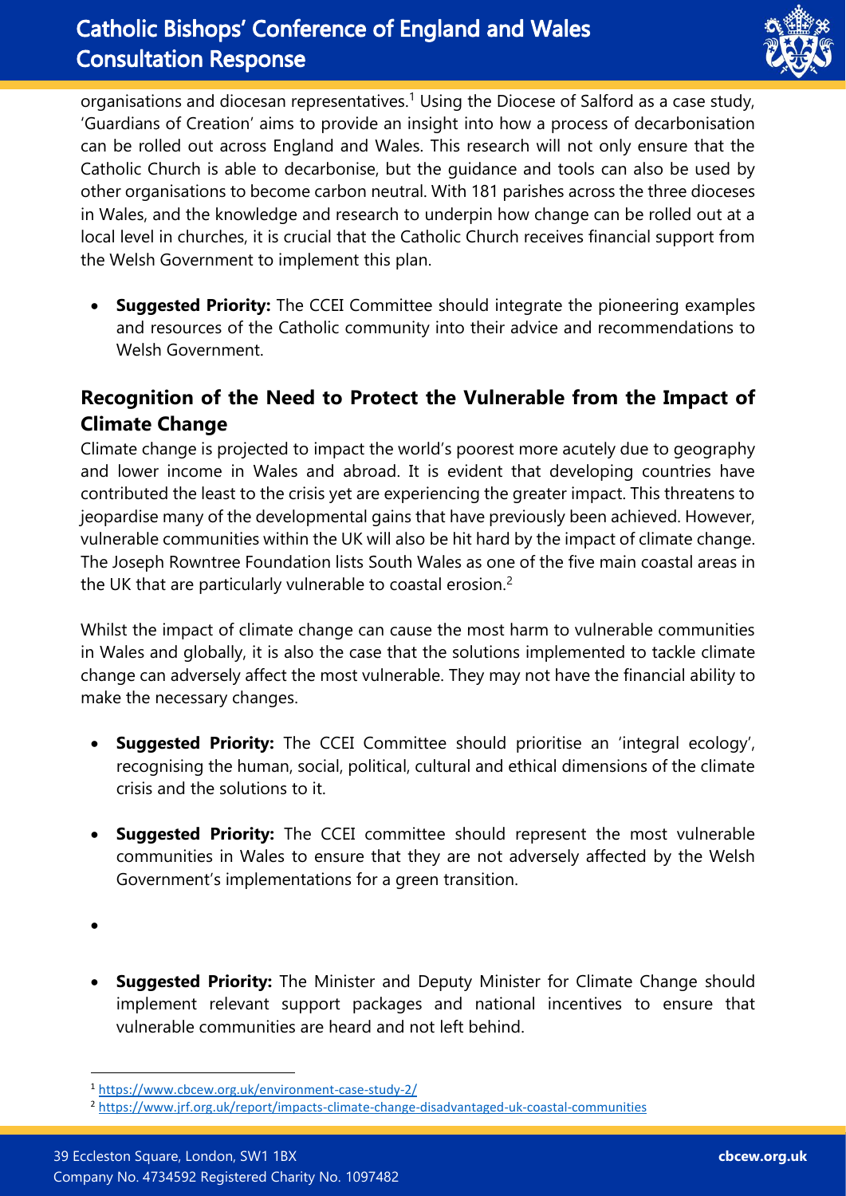organisations and diocesan representatives.[1] Using the Diocese of Salford as a case study, 'Guardians of Creation' aims to provide an insight into how a process of decarbonisation can be rolled out across England and Wales. This research will not only ensure that the Catholic Church is able to decarbonise, but the guidance and tools can also be used by other organisations to become carbon neutral. With 181 parishes across the three dioceses in Wales, and the knowledge and research to underpin how change can be rolled out at a local level in churches, it is crucial that the Catholic Church receives financial support from the Welsh Government to implement this plan.

- **Suggested Priority:** The CCEI Committee should integrate the pioneering examples and resources of the Catholic community into their advice and recommendations to Welsh Government.

## Recognition of the Need to Protect the Vulnerable from the Impact of Climate Change

Climate change is projected to impact the world's poorest more acutely due to geography and lower income in Wales and abroad. It is evident that developing countries have contributed the least to the crisis yet are experiencing the greater impact. This threatens to jeopardise many of the developmental gains that have previously been achieved. However, vulnerable communities within the UK will also be hit hard by the impact of climate change. The Joseph Rowntree Foundation lists South Wales as one of the five main coastal areas in the UK that are particularly vulnerable to coastal erosion.[2]

Whilst the impact of climate change can cause the most harm to vulnerable communities in Wales and globally, it is also the case that the solutions implemented to tackle climate change can adversely affect the most vulnerable. They may not have the financial ability to make the necessary changes.

- **Suggested Priority:** The CCEI Committee should prioritise an 'integral ecology', recognising the human, social, political, cultural and ethical dimensions of the climate crisis and the solutions to it.
- **Suggested Priority:** The CCEI committee should represent the most vulnerable communities in Wales to ensure that they are not adversely affected by the Welsh Government's implementations for a green transition.
- 
- **Suggested Priority:** The Minister and Deputy Minister for Climate Change should implement relevant support packages and national incentives to ensure that vulnerable communities are heard and not left behind.

---

[1] https://www.cbcew.org.uk/environment-case-study-2/

[2] https://www.jrf.org.uk/report/impacts-climate-change-disadvantaged-uk-coastal-communities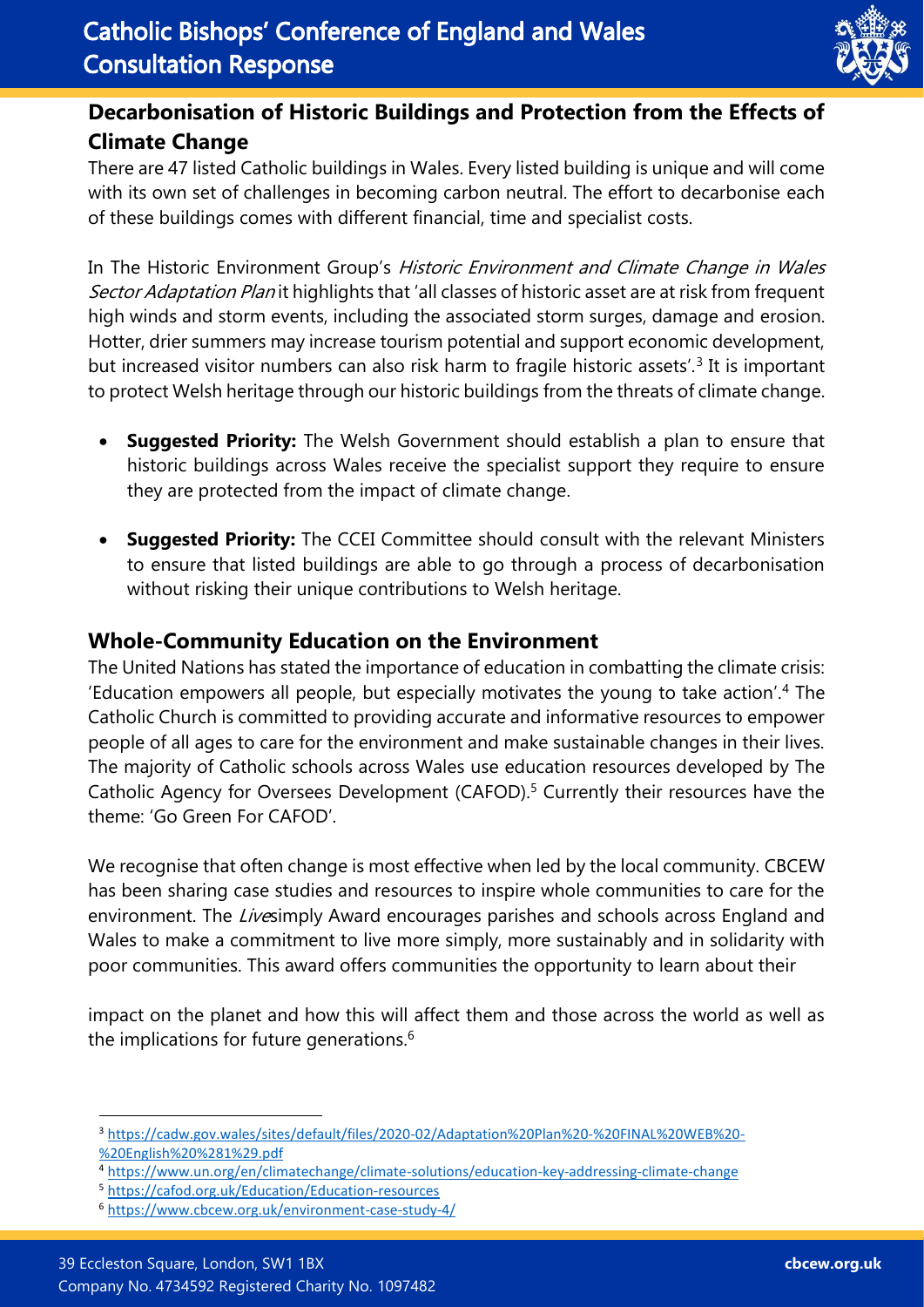## Decarbonisation of Historic Buildings and Protection from the Effects of Climate Change

There are 47 listed Catholic buildings in Wales. Every listed building is unique and will come with its own set of challenges in becoming carbon neutral. The effort to decarbonise each of these buildings comes with different financial, time and specialist costs.

In The Historic Environment Group's *Historic Environment and Climate Change in Wales Sector Adaptation Plan* it highlights that 'all classes of historic asset are at risk from frequent high winds and storm events, including the associated storm surges, damage and erosion. Hotter, drier summers may increase tourism potential and support economic development, but increased visitor numbers can also risk harm to fragile historic assets'.[3] It is important to protect Welsh heritage through our historic buildings from the threats of climate change.

- **Suggested Priority:** The Welsh Government should establish a plan to ensure that historic buildings across Wales receive the specialist support they require to ensure they are protected from the impact of climate change.
- **Suggested Priority:** The CCEI Committee should consult with the relevant Ministers to ensure that listed buildings are able to go through a process of decarbonisation without risking their unique contributions to Welsh heritage.

## Whole-Community Education on the Environment

The United Nations has stated the importance of education in combatting the climate crisis: 'Education empowers all people, but especially motivates the young to take action'.[4] The Catholic Church is committed to providing accurate and informative resources to empower people of all ages to care for the environment and make sustainable changes in their lives. The majority of Catholic schools across Wales use education resources developed by The Catholic Agency for Oversees Development (CAFOD).[5] Currently their resources have the theme: 'Go Green For CAFOD'.

We recognise that often change is most effective when led by the local community. CBCEW has been sharing case studies and resources to inspire whole communities to care for the environment. The *Live*simply Award encourages parishes and schools across England and Wales to make a commitment to live more simply, more sustainably and in solidarity with poor communities. This award offers communities the opportunity to learn about their impact on the planet and how this will affect them and those across the world as well as the implications for future generations.[6]

---

[3] https://cadw.gov.wales/sites/default/files/2020-02/Adaptation%20Plan%20-%20FINAL%20WEB%20-%20English%20%281%29.pdf

[4] https://www.un.org/en/climatechange/climate-solutions/education-key-addressing-climate-change

[5] https://cafod.org.uk/Education/Education-resources

[6] https://www.cbcew.org.uk/environment-case-study-4/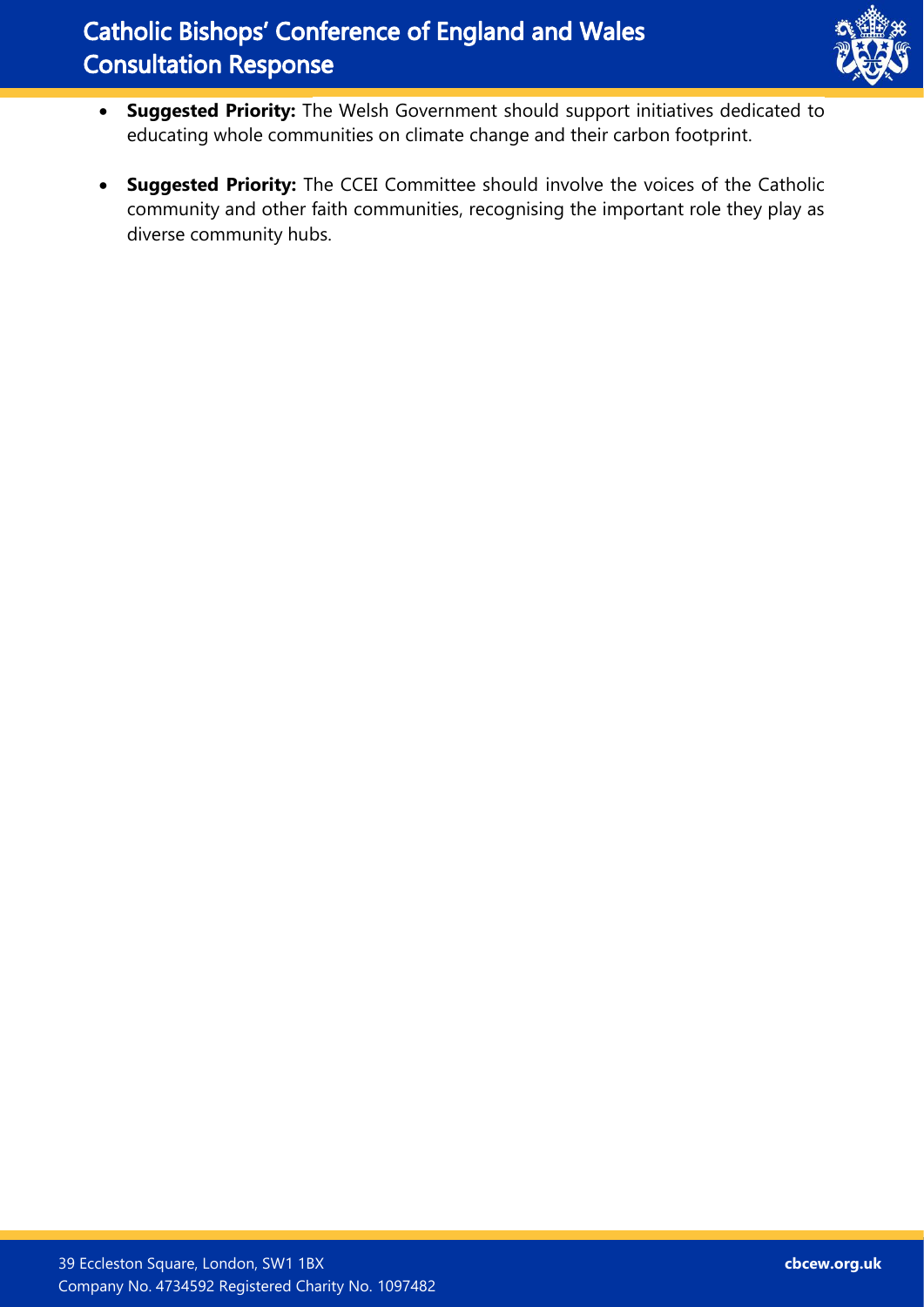- **Suggested Priority:** The Welsh Government should support initiatives dedicated to educating whole communities on climate change and their carbon footprint.

- **Suggested Priority:** The CCEI Committee should involve the voices of the Catholic community and other faith communities, recognising the important role they play as diverse community hubs.